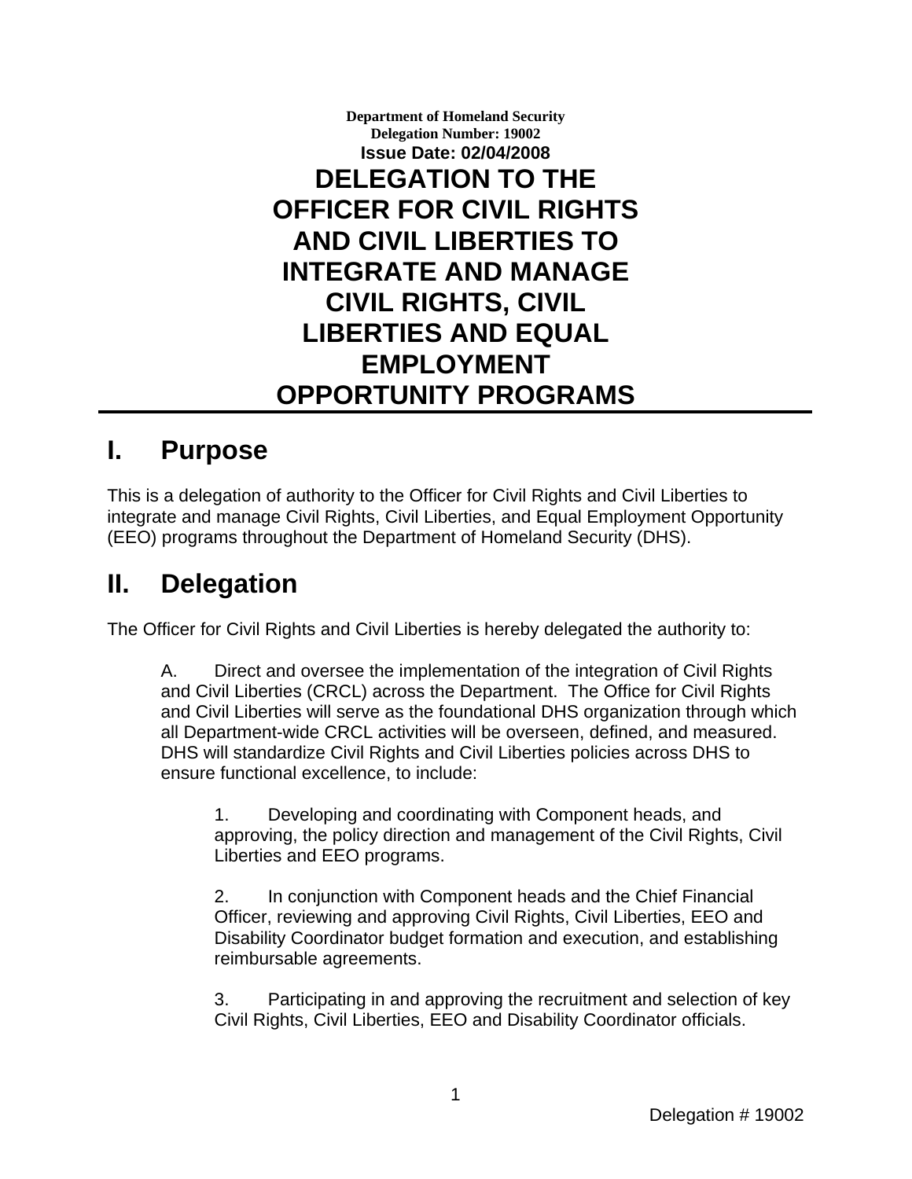**Department of Homeland Security**
**Delegation Number: 19002**
**Issue Date: 02/04/2008**

# DELEGATION TO THE OFFICER FOR CIVIL RIGHTS AND CIVIL LIBERTIES TO INTEGRATE AND MANAGE CIVIL RIGHTS, CIVIL LIBERTIES AND EQUAL EMPLOYMENT OPPORTUNITY PROGRAMS

## I. Purpose

This is a delegation of authority to the Officer for Civil Rights and Civil Liberties to integrate and manage Civil Rights, Civil Liberties, and Equal Employment Opportunity (EEO) programs throughout the Department of Homeland Security (DHS).

## II. Delegation

The Officer for Civil Rights and Civil Liberties is hereby delegated the authority to:

A. Direct and oversee the implementation of the integration of Civil Rights and Civil Liberties (CRCL) across the Department. The Office for Civil Rights and Civil Liberties will serve as the foundational DHS organization through which all Department-wide CRCL activities will be overseen, defined, and measured. DHS will standardize Civil Rights and Civil Liberties policies across DHS to ensure functional excellence, to include:

1. Developing and coordinating with Component heads, and approving, the policy direction and management of the Civil Rights, Civil Liberties and EEO programs.

2. In conjunction with Component heads and the Chief Financial Officer, reviewing and approving Civil Rights, Civil Liberties, EEO and Disability Coordinator budget formation and execution, and establishing reimbursable agreements.

3. Participating in and approving the recruitment and selection of key Civil Rights, Civil Liberties, EEO and Disability Coordinator officials.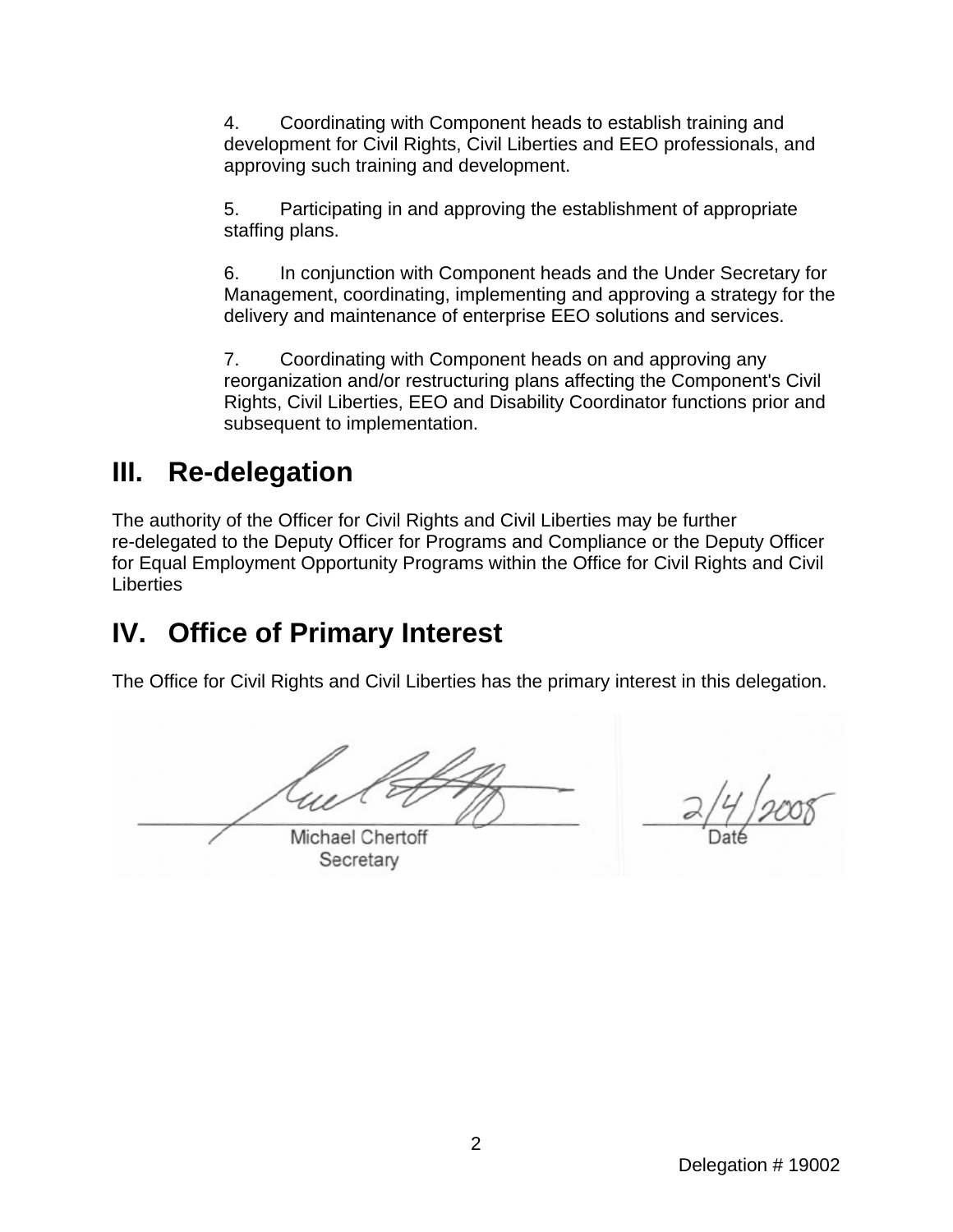4. Coordinating with Component heads to establish training and development for Civil Rights, Civil Liberties and EEO professionals, and approving such training and development.

5. Participating in and approving the establishment of appropriate staffing plans.

6. In conjunction with Component heads and the Under Secretary for Management, coordinating, implementing and approving a strategy for the delivery and maintenance of enterprise EEO solutions and services.

7. Coordinating with Component heads on and approving any reorganization and/or restructuring plans affecting the Component's Civil Rights, Civil Liberties, EEO and Disability Coordinator functions prior and subsequent to implementation.

## III. Re-delegation

The authority of the Officer for Civil Rights and Civil Liberties may be further re-delegated to the Deputy Officer for Programs and Compliance or the Deputy Officer for Equal Employment Opportunity Programs within the Office for Civil Rights and Civil Liberties

## IV. Office of Primary Interest

The Office for Civil Rights and Civil Liberties has the primary interest in this delegation.

Michael Chertoff
Secretary

2/4/2008
Date

Delegation # 19002